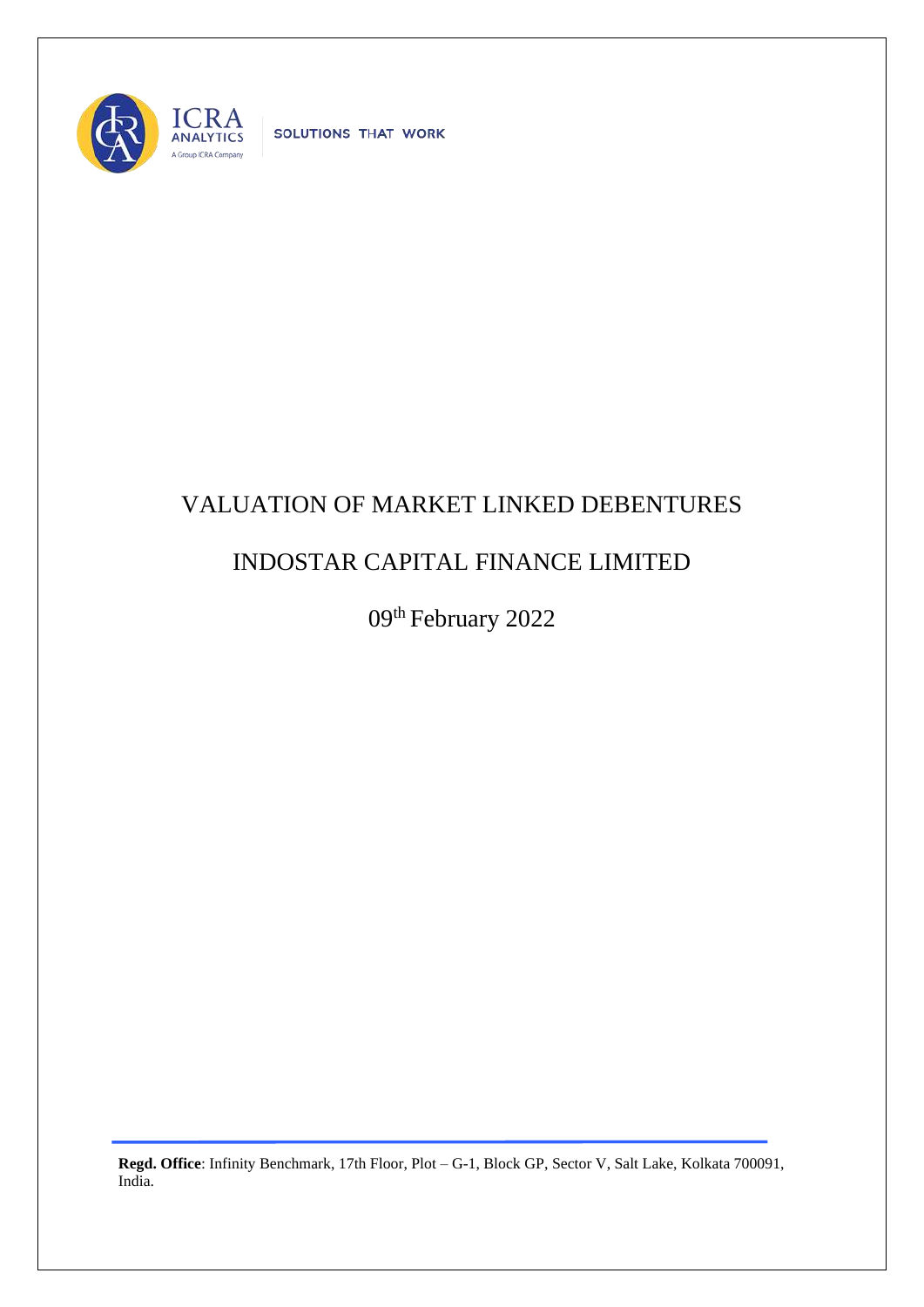ICRA ANALYTICS

A Group ICRA Company

SOLUTIONS THAT WORK

# VALUATION OF MARKET LINKED DEBENTURES

# INDOSTAR CAPITAL FINANCE LIMITED

09th February 2022

**Regd. Office**: Infinity Benchmark, 17th Floor, Plot – G-1, Block GP, Sector V, Salt Lake, Kolkata 700091, India.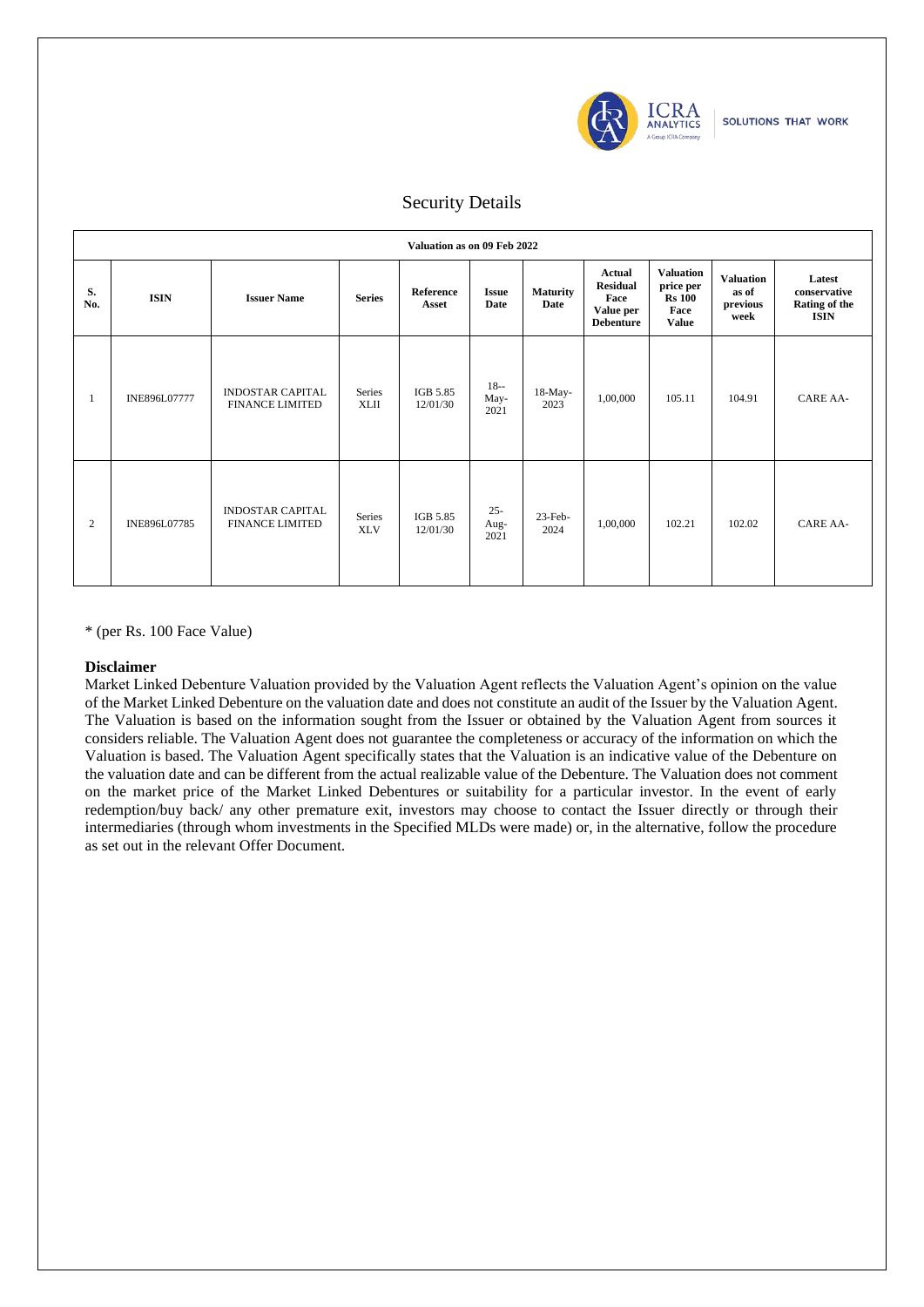## Security Details

| Valuation as on 09 Feb 2022 | | | | | | | | | | |
|---|---|---|---|---|---|---|---|---|---|---|
| **S. No.** | **ISIN** | **Issuer Name** | **Series** | **Reference Asset** | **Issue Date** | **Maturity Date** | **Actual Residual Face Value per Debenture** | **Valuation price per Rs 100 Face Value** | **Valuation as of previous week** | **Latest conservative Rating of the ISIN** |
| 1 | INE896L07777 | INDOSTAR CAPITAL FINANCE LIMITED | Series XLII | IGB 5.85 12/01/30 | 18--May-2021 | 18-May-2023 | 1,00,000 | 105.11 | 104.91 | CARE AA- |
| 2 | INE896L07785 | INDOSTAR CAPITAL FINANCE LIMITED | Series XLV | IGB 5.85 12/01/30 | 25-Aug-2021 | 23-Feb-2024 | 1,00,000 | 102.21 | 102.02 | CARE AA- |

* (per Rs. 100 Face Value)

**Disclaimer**

Market Linked Debenture Valuation provided by the Valuation Agent reflects the Valuation Agent's opinion on the value of the Market Linked Debenture on the valuation date and does not constitute an audit of the Issuer by the Valuation Agent. The Valuation is based on the information sought from the Issuer or obtained by the Valuation Agent from sources it considers reliable. The Valuation Agent does not guarantee the completeness or accuracy of the information on which the Valuation is based. The Valuation Agent specifically states that the Valuation is an indicative value of the Debenture on the valuation date and can be different from the actual realizable value of the Debenture. The Valuation does not comment on the market price of the Market Linked Debentures or suitability for a particular investor. In the event of early redemption/buy back/ any other premature exit, investors may choose to contact the Issuer directly or through their intermediaries (through whom investments in the Specified MLDs were made) or, in the alternative, follow the procedure as set out in the relevant Offer Document.